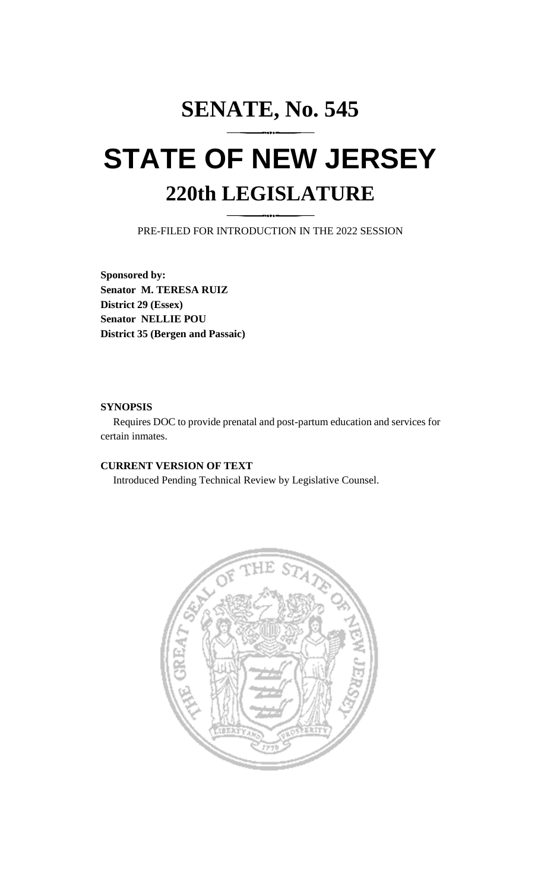# SENATE, No. 545

# STATE OF NEW JERSEY

## 220th LEGISLATURE

PRE-FILED FOR INTRODUCTION IN THE 2022 SESSION

**Sponsored by:**
**Senator M. TERESA RUIZ**
**District 29 (Essex)**
**Senator NELLIE POU**
**District 35 (Bergen and Passaic)**

**SYNOPSIS**

Requires DOC to provide prenatal and post-partum education and services for certain inmates.

**CURRENT VERSION OF TEXT**

Introduced Pending Technical Review by Legislative Counsel.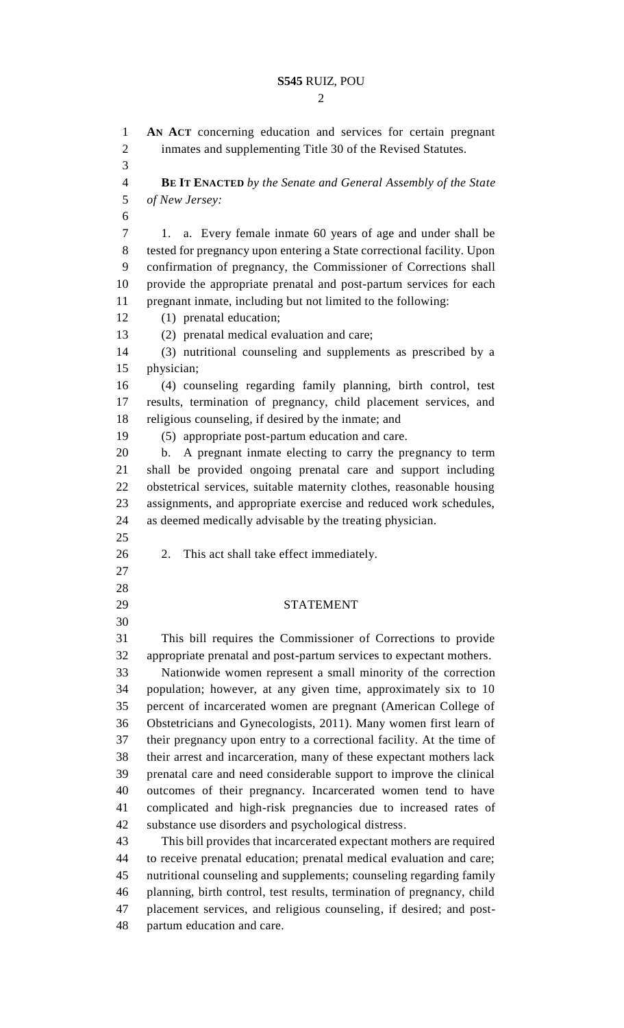**AN ACT** concerning education and services for certain pregnant inmates and supplementing Title 30 of the Revised Statutes.

**BE IT ENACTED** *by the Senate and General Assembly of the State of New Jersey:*

1. a. Every female inmate 60 years of age and under shall be tested for pregnancy upon entering a State correctional facility. Upon confirmation of pregnancy, the Commissioner of Corrections shall provide the appropriate prenatal and post-partum services for each pregnant inmate, including but not limited to the following:

(1) prenatal education;

(2) prenatal medical evaluation and care;

(3) nutritional counseling and supplements as prescribed by a physician;

(4) counseling regarding family planning, birth control, test results, termination of pregnancy, child placement services, and religious counseling, if desired by the inmate; and

(5) appropriate post-partum education and care.

b. A pregnant inmate electing to carry the pregnancy to term shall be provided ongoing prenatal care and support including obstetrical services, suitable maternity clothes, reasonable housing assignments, and appropriate exercise and reduced work schedules, as deemed medically advisable by the treating physician.

2. This act shall take effect immediately.

STATEMENT

This bill requires the Commissioner of Corrections to provide appropriate prenatal and post-partum services to expectant mothers.

Nationwide women represent a small minority of the correction population; however, at any given time, approximately six to 10 percent of incarcerated women are pregnant (American College of Obstetricians and Gynecologists, 2011). Many women first learn of their pregnancy upon entry to a correctional facility. At the time of their arrest and incarceration, many of these expectant mothers lack prenatal care and need considerable support to improve the clinical outcomes of their pregnancy. Incarcerated women tend to have complicated and high-risk pregnancies due to increased rates of substance use disorders and psychological distress.

This bill provides that incarcerated expectant mothers are required to receive prenatal education; prenatal medical evaluation and care; nutritional counseling and supplements; counseling regarding family planning, birth control, test results, termination of pregnancy, child placement services, and religious counseling, if desired; and post-partum education and care.